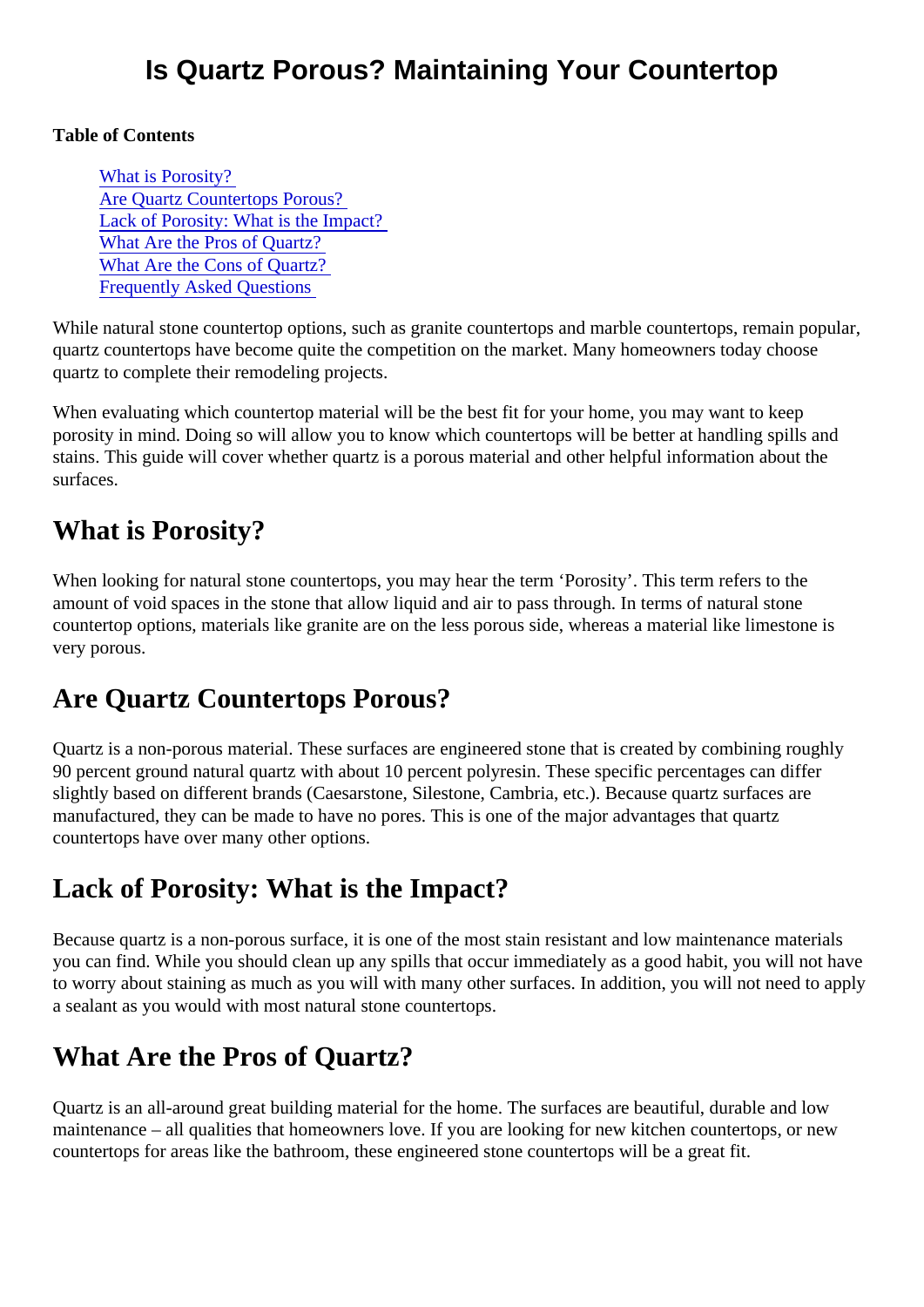# Is Quartz Porous? Maintaining Your Countertop

**Table of Contents**

- [What is Porosity?](#)
- [Are Quartz Countertops Porous?](#)
- [Lack of Porosity: What is the Impact?](#)
- [What Are the Pros of Quartz?](#)
- [What Are the Cons of Quartz?](#)
- [Frequently Asked Questions](#)

While natural stone countertop options, such as granite countertops and marble countertops, remain popular, quartz countertops have become quite the competition on the market. Many homeowners today choose quartz to complete their remodeling projects.

When evaluating which countertop material will be the best fit for your home, you may want to keep porosity in mind. Doing so will allow you to know which countertops will be better at handling spills and stains. This guide will cover whether quartz is a porous material and other helpful information about the surfaces.

## What is Porosity?

When looking for natural stone countertops, you may hear the term 'Porosity'. This term refers to the amount of void spaces in the stone that allow liquid and air to pass through. In terms of natural stone countertop options, materials like granite are on the less porous side, whereas a material like limestone is very porous.

## Are Quartz Countertops Porous?

Quartz is a non-porous material. These surfaces are engineered stone that is created by combining roughly 90 percent ground natural quartz with about 10 percent polyresin. These specific percentages can differ slightly based on different brands (Caesarstone, Silestone, Cambria, etc.). Because quartz surfaces are manufactured, they can be made to have no pores. This is one of the major advantages that quartz countertops have over many other options.

## Lack of Porosity: What is the Impact?

Because quartz is a non-porous surface, it is one of the most stain resistant and low maintenance materials you can find. While you should clean up any spills that occur immediately as a good habit, you will not have to worry about staining as much as you will with many other surfaces. In addition, you will not need to apply a sealant as you would with most natural stone countertops.

## What Are the Pros of Quartz?

Quartz is an all-around great building material for the home. The surfaces are beautiful, durable and low maintenance – all qualities that homeowners love. If you are looking for new kitchen countertops, or new countertops for areas like the bathroom, these engineered stone countertops will be a great fit.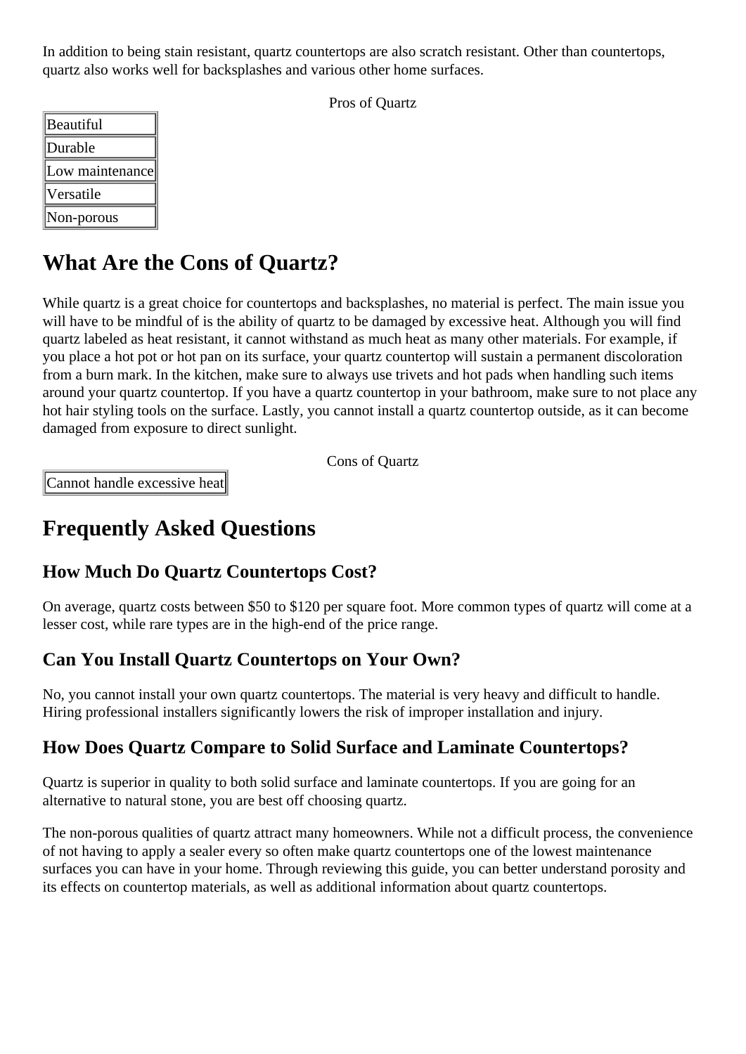In addition to being stain resistant, quartz countertops are also scratch resistant. Other than countertops, quartz also works well for backsplashes and various other home surfaces.

Pros of Quartz

| |
|---|
| Beautiful |
| Durable |
| Low maintenance |
| Versatile |
| Non-porous |

## What Are the Cons of Quartz?

While quartz is a great choice for countertops and backsplashes, no material is perfect. The main issue you will have to be mindful of is the ability of quartz to be damaged by excessive heat. Although you will find quartz labeled as heat resistant, it cannot withstand as much heat as many other materials. For example, if you place a hot pot or hot pan on its surface, your quartz countertop will sustain a permanent discoloration from a burn mark. In the kitchen, make sure to always use trivets and hot pads when handling such items around your quartz countertop. If you have a quartz countertop in your bathroom, make sure to not place any hot hair styling tools on the surface. Lastly, you cannot install a quartz countertop outside, as it can become damaged from exposure to direct sunlight.

Cons of Quartz

| |
|---|
| Cannot handle excessive heat |

## Frequently Asked Questions

### How Much Do Quartz Countertops Cost?

On average, quartz costs between $50 to $120 per square foot. More common types of quartz will come at a lesser cost, while rare types are in the high-end of the price range.

### Can You Install Quartz Countertops on Your Own?

No, you cannot install your own quartz countertops. The material is very heavy and difficult to handle. Hiring professional installers significantly lowers the risk of improper installation and injury.

### How Does Quartz Compare to Solid Surface and Laminate Countertops?

Quartz is superior in quality to both solid surface and laminate countertops. If you are going for an alternative to natural stone, you are best off choosing quartz.

The non-porous qualities of quartz attract many homeowners. While not a difficult process, the convenience of not having to apply a sealer every so often make quartz countertops one of the lowest maintenance surfaces you can have in your home. Through reviewing this guide, you can better understand porosity and its effects on countertop materials, as well as additional information about quartz countertops.